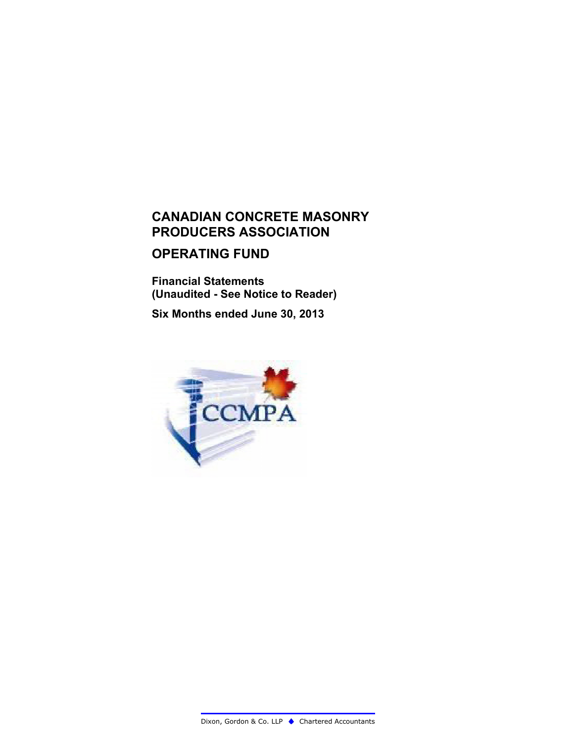# CANADIAN CONCRETE MASONRY PRODUCERS ASSOCIATION

## OPERATING FUND

**Financial Statements**
**(Unaudited - See Notice to Reader)**

**Six Months ended June 30, 2013**

Dixon, Gordon & Co. LLP ◆ Chartered Accountants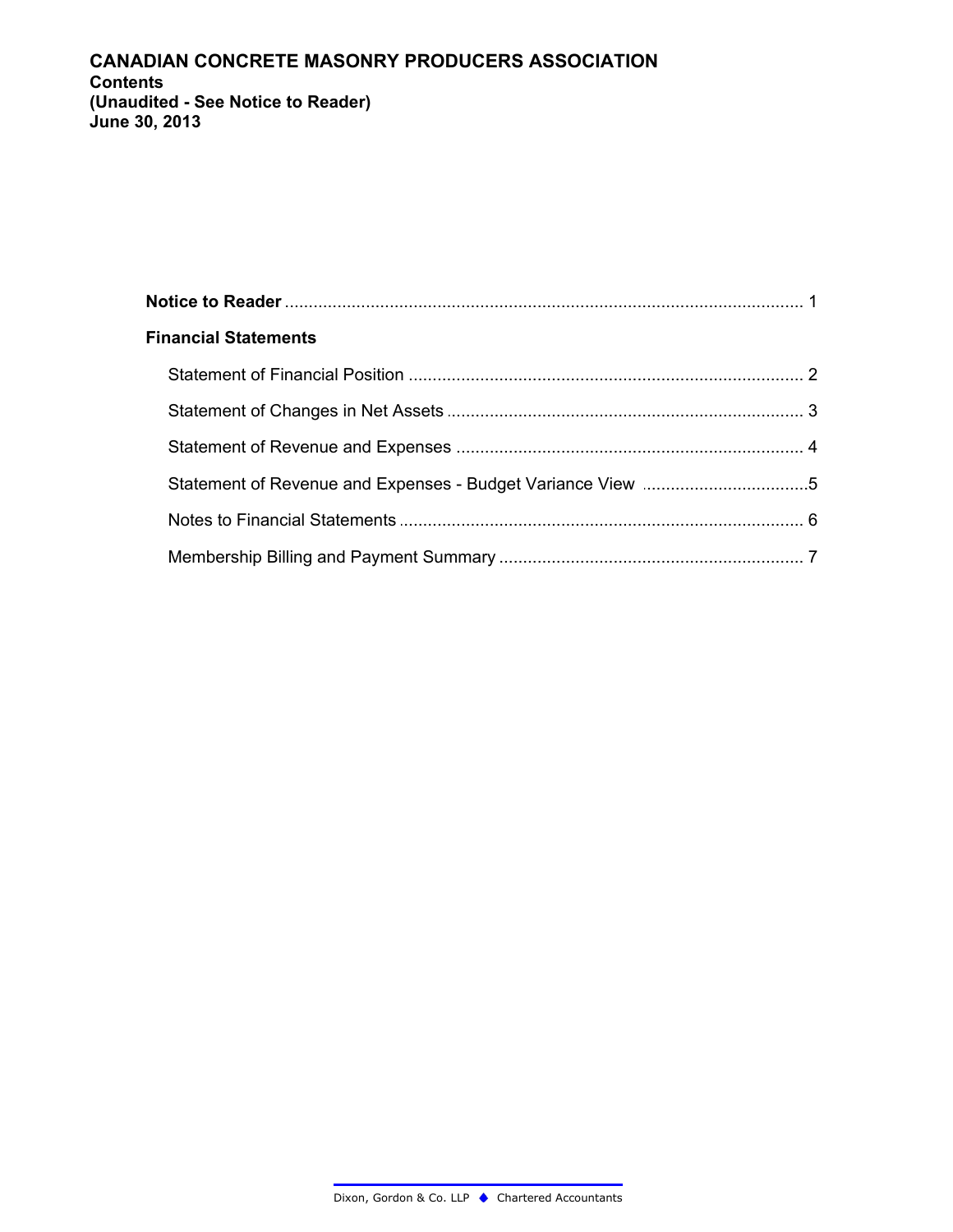# CANADIAN CONCRETE MASONRY PRODUCERS ASSOCIATION

**Contents**
**(Unaudited - See Notice to Reader)**
**June 30, 2013**

**Notice to Reader** ............................................................ 1

**Financial Statements**

- Statement of Financial Position ............................................................ 2
- Statement of Changes in Net Assets ............................................................ 3
- Statement of Revenue and Expenses ............................................................ 4
- Statement of Revenue and Expenses - Budget Variance View ............................................................ 5
- Notes to Financial Statements ............................................................ 6
- Membership Billing and Payment Summary ............................................................ 7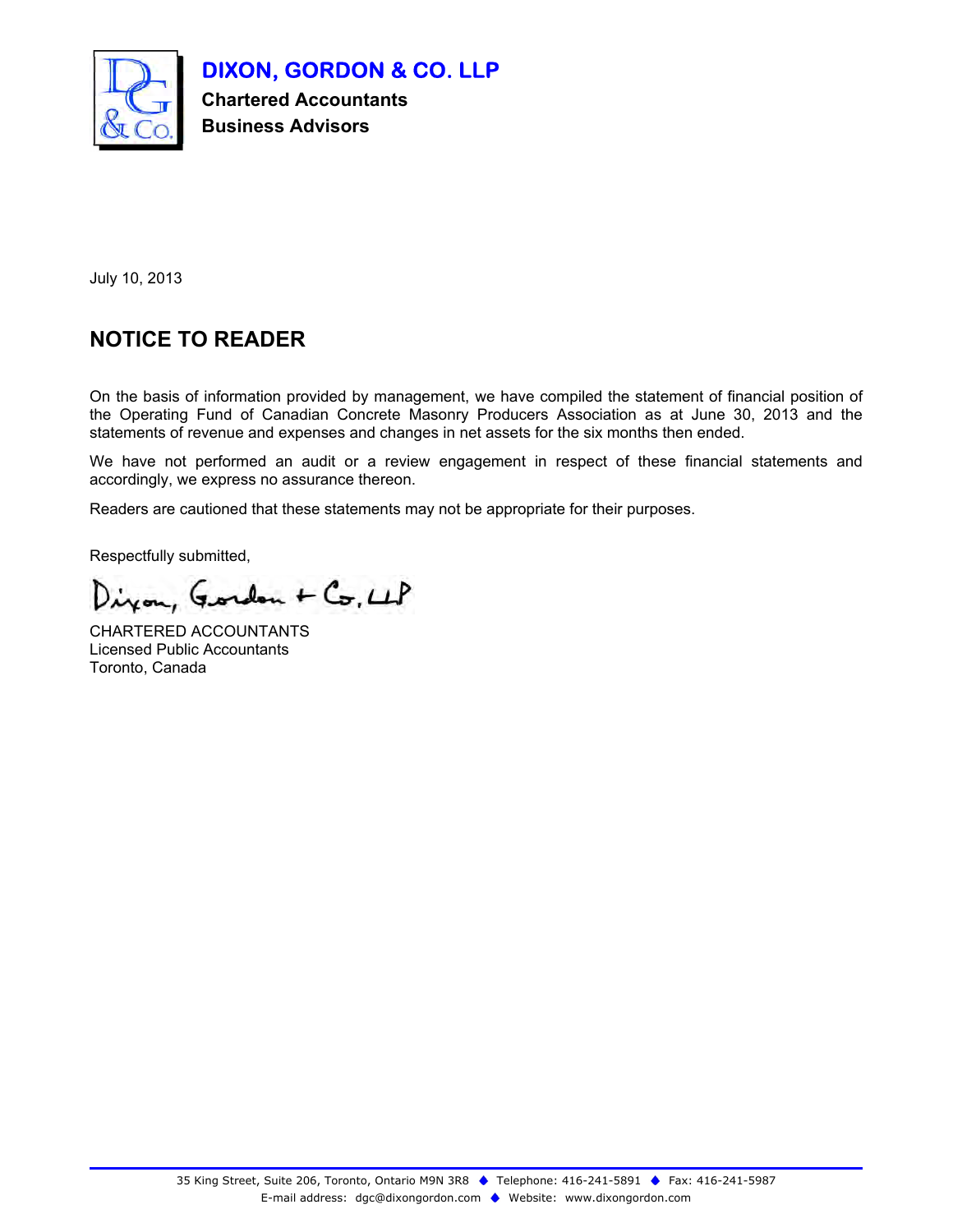**DIXON, GORDON & CO. LLP**
**Chartered Accountants**
**Business Advisors**

July 10, 2013

## NOTICE TO READER

On the basis of information provided by management, we have compiled the statement of financial position of the Operating Fund of Canadian Concrete Masonry Producers Association as at June 30, 2013 and the statements of revenue and expenses and changes in net assets for the six months then ended.

We have not performed an audit or a review engagement in respect of these financial statements and accordingly, we express no assurance thereon.

Readers are cautioned that these statements may not be appropriate for their purposes.

Respectfully submitted,

Dixon, Gordon + Co. LLP

CHARTERED ACCOUNTANTS
Licensed Public Accountants
Toronto, Canada

35 King Street, Suite 206, Toronto, Ontario M9N 3R8 ◆ Telephone: 416-241-5891 ◆ Fax: 416-241-5987
E-mail address: dgc@dixongordon.com ◆ Website: www.dixongordon.com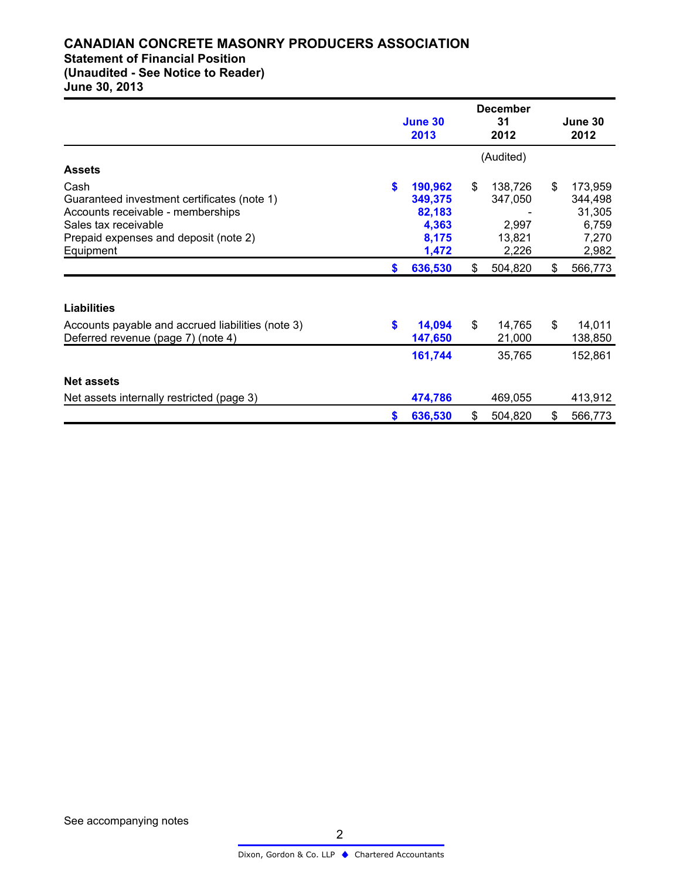# CANADIAN CONCRETE MASONRY PRODUCERS ASSOCIATION

## Statement of Financial Position

### (Unaudited - See Notice to Reader)

### June 30, 2013

| | June 30 2013 | December 31 2012 | June 30 2012 |
|---|---|---|---|
| | | (Audited) | |
| **Assets** | | | |
| Cash | **$ 190,962** | $ 138,726 | $ 173,959 |
| Guaranteed investment certificates (note 1) | **349,375** | 347,050 | 344,498 |
| Accounts receivable - memberships | **82,183** | - | 31,305 |
| Sales tax receivable | **4,363** | 2,997 | 6,759 |
| Prepaid expenses and deposit (note 2) | **8,175** | 13,821 | 7,270 |
| Equipment | **1,472** | 2,226 | 2,982 |
| | **$ 636,530** | $ 504,820 | $ 566,773 |
| **Liabilities** | | | |
| Accounts payable and accrued liabilities (note 3) | **$ 14,094** | $ 14,765 | $ 14,011 |
| Deferred revenue (page 7) (note 4) | **147,650** | 21,000 | 138,850 |
| | **161,744** | 35,765 | 152,861 |
| **Net assets** | | | |
| Net assets internally restricted (page 3) | **474,786** | 469,055 | 413,912 |
| | **$ 636,530** | $ 504,820 | $ 566,773 |

See accompanying notes

Dixon, Gordon & Co. LLP ◆ Chartered Accountants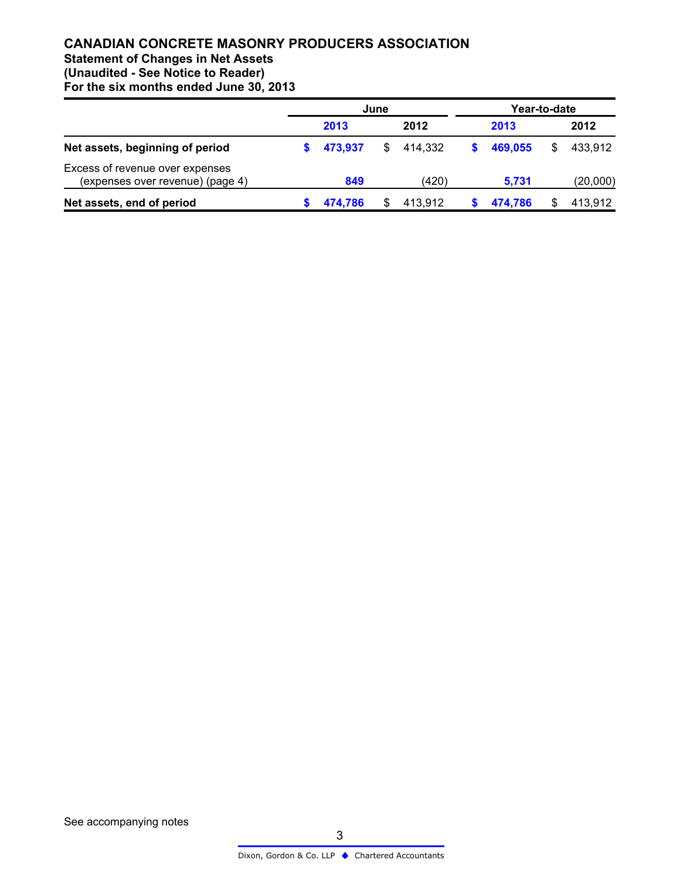# CANADIAN CONCRETE MASONRY PRODUCERS ASSOCIATION

**Statement of Changes in Net Assets**
**(Unaudited - See Notice to Reader)**
**For the six months ended June 30, 2013**

| | June | | Year-to-date | |
|---|---|---|---|---|
| | **2013** | **2012** | **2013** | **2012** |
| **Net assets, beginning of period** | **$ 473,937** | $ 414,332 | **$ 469,055** | $ 433,912 |
| Excess of revenue over expenses (expenses over revenue) (page 4) | **849** | (420) | **5,731** | (20,000) |
| **Net assets, end of period** | **$ 474,786** | $ 413,912 | **$ 474,786** | $ 413,912 |

See accompanying notes

Dixon, Gordon & Co. LLP ◆ Chartered Accountants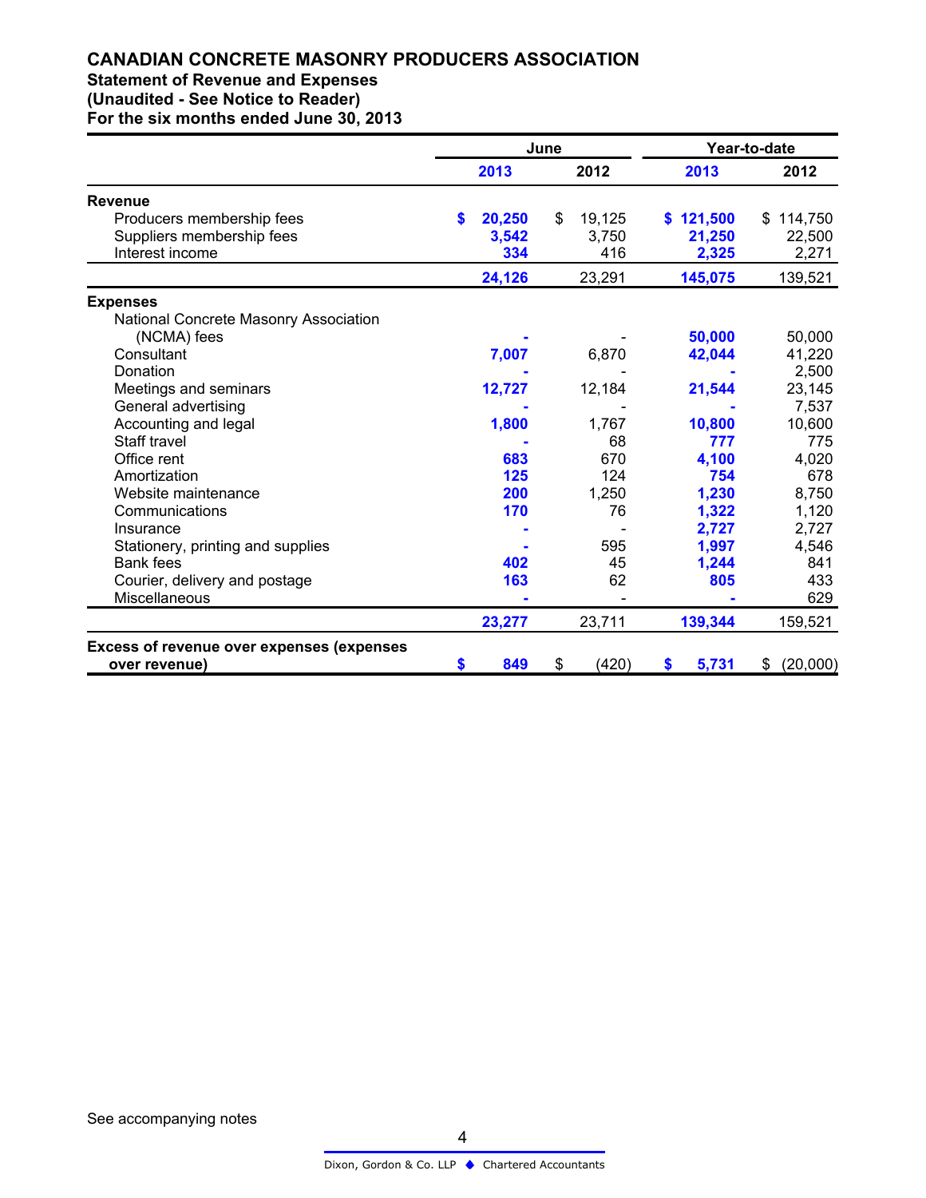# CANADIAN CONCRETE MASONRY PRODUCERS ASSOCIATION

## Statement of Revenue and Expenses
### (Unaudited - See Notice to Reader)
### For the six months ended June 30, 2013

| | June | | Year-to-date | |
|---|---|---|---|---|
| | **2013** | 2012 | **2013** | 2012 |
| **Revenue** | | | | |
| Producers membership fees | **$ 20,250** | $ 19,125 | **$ 121,500** | $ 114,750 |
| Suppliers membership fees | **3,542** | 3,750 | **21,250** | 22,500 |
| Interest income | **334** | 416 | **2,325** | 2,271 |
| | **24,126** | 23,291 | **145,075** | 139,521 |
| **Expenses** | | | | |
| National Concrete Masonry Association (NCMA) fees | **-** | - | **50,000** | 50,000 |
| Consultant | **7,007** | 6,870 | **42,044** | 41,220 |
| Donation | **-** | - | **-** | 2,500 |
| Meetings and seminars | **12,727** | 12,184 | **21,544** | 23,145 |
| General advertising | **-** | - | **-** | 7,537 |
| Accounting and legal | **1,800** | 1,767 | **10,800** | 10,600 |
| Staff travel | **-** | 68 | **777** | 775 |
| Office rent | **683** | 670 | **4,100** | 4,020 |
| Amortization | **125** | 124 | **754** | 678 |
| Website maintenance | **200** | 1,250 | **1,230** | 8,750 |
| Communications | **170** | 76 | **1,322** | 1,120 |
| Insurance | **-** | - | **2,727** | 2,727 |
| Stationery, printing and supplies | **-** | 595 | **1,997** | 4,546 |
| Bank fees | **402** | 45 | **1,244** | 841 |
| Courier, delivery and postage | **163** | 62 | **805** | 433 |
| Miscellaneous | **-** | - | **-** | 629 |
| | **23,277** | 23,711 | **139,344** | 159,521 |
| **Excess of revenue over expenses (expenses over revenue)** | **$ 849** | $ (420) | **$ 5,731** | $ (20,000) |

See accompanying notes

Dixon, Gordon & Co. LLP ◆ Chartered Accountants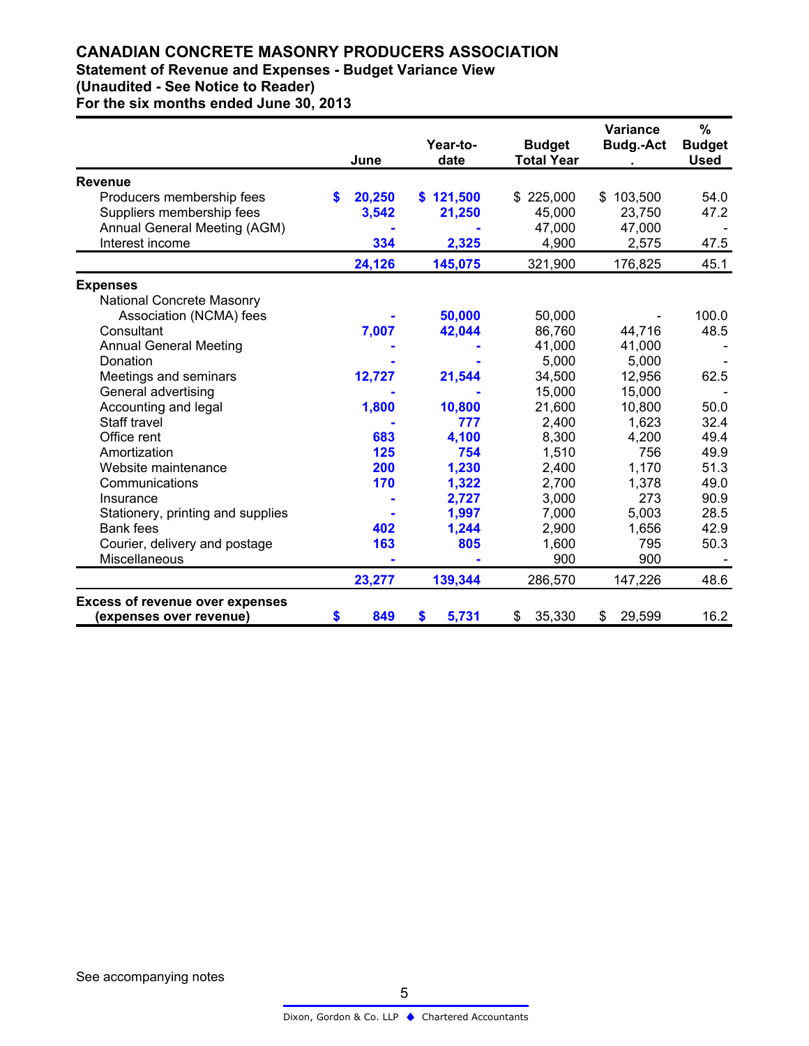# CANADIAN CONCRETE MASONRY PRODUCERS ASSOCIATION

## Statement of Revenue and Expenses - Budget Variance View

### (Unaudited - See Notice to Reader)

### For the six months ended June 30, 2013

| | June | Year-to-date | Budget Total Year | Variance Budg.-Act. | % Budget Used |
|---|---|---|---|---|---|
| **Revenue** | | | | | |
| Producers membership fees | $ 20,250 | $ 121,500 | $ 225,000 | $ 103,500 | 54.0 |
| Suppliers membership fees | 3,542 | 21,250 | 45,000 | 23,750 | 47.2 |
| Annual General Meeting (AGM) | - | - | 47,000 | 47,000 | - |
| Interest income | 334 | 2,325 | 4,900 | 2,575 | 47.5 |
| | 24,126 | 145,075 | 321,900 | 176,825 | 45.1 |
| **Expenses** | | | | | |
| National Concrete Masonry Association (NCMA) fees | - | 50,000 | 50,000 | - | 100.0 |
| Consultant | 7,007 | 42,044 | 86,760 | 44,716 | 48.5 |
| Annual General Meeting | - | - | 41,000 | 41,000 | - |
| Donation | - | - | 5,000 | 5,000 | - |
| Meetings and seminars | 12,727 | 21,544 | 34,500 | 12,956 | 62.5 |
| General advertising | - | - | 15,000 | 15,000 | - |
| Accounting and legal | 1,800 | 10,800 | 21,600 | 10,800 | 50.0 |
| Staff travel | - | 777 | 2,400 | 1,623 | 32.4 |
| Office rent | 683 | 4,100 | 8,300 | 4,200 | 49.4 |
| Amortization | 125 | 754 | 1,510 | 756 | 49.9 |
| Website maintenance | 200 | 1,230 | 2,400 | 1,170 | 51.3 |
| Communications | 170 | 1,322 | 2,700 | 1,378 | 49.0 |
| Insurance | - | 2,727 | 3,000 | 273 | 90.9 |
| Stationery, printing and supplies | - | 1,997 | 7,000 | 5,003 | 28.5 |
| Bank fees | 402 | 1,244 | 2,900 | 1,656 | 42.9 |
| Courier, delivery and postage | 163 | 805 | 1,600 | 795 | 50.3 |
| Miscellaneous | - | - | 900 | 900 | - |
| | 23,277 | 139,344 | 286,570 | 147,226 | 48.6 |
| **Excess of revenue over expenses (expenses over revenue)** | $ 849 | $ 5,731 | $ 35,330 | $ 29,599 | 16.2 |

See accompanying notes

Dixon, Gordon & Co. LLP ◆ Chartered Accountants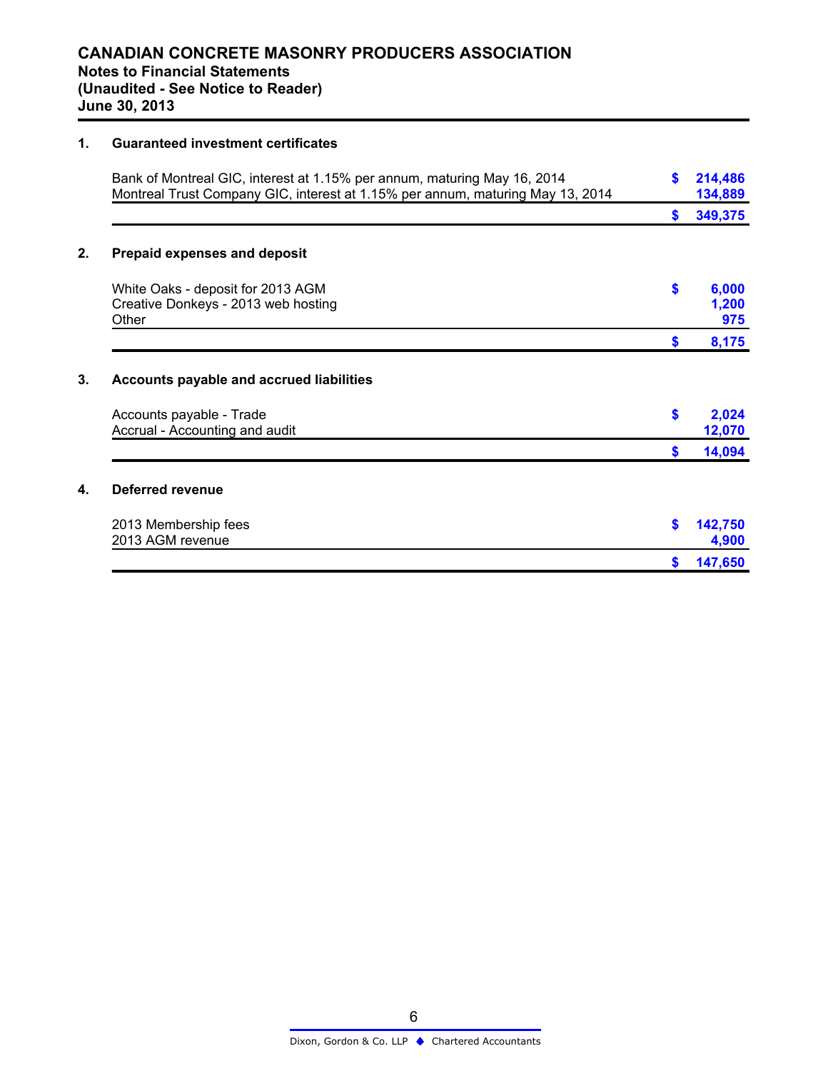# CANADIAN CONCRETE MASONRY PRODUCERS ASSOCIATION

**Notes to Financial Statements**
**(Unaudited - See Notice to Reader)**
**June 30, 2013**

## 1. Guaranteed investment certificates

| | |
|---|---:|
| Bank of Montreal GIC, interest at 1.15% per annum, maturing May 16, 2014 | $ 214,486 |
| Montreal Trust Company GIC, interest at 1.15% per annum, maturing May 13, 2014 | 134,889 |
| | $ 349,375 |

## 2. Prepaid expenses and deposit

| | |
|---|---:|
| White Oaks - deposit for 2013 AGM | $ 6,000 |
| Creative Donkeys - 2013 web hosting | 1,200 |
| Other | 975 |
| | $ 8,175 |

## 3. Accounts payable and accrued liabilities

| | |
|---|---:|
| Accounts payable - Trade | $ 2,024 |
| Accrual - Accounting and audit | 12,070 |
| | $ 14,094 |

## 4. Deferred revenue

| | |
|---|---:|
| 2013 Membership fees | $ 142,750 |
| 2013 AGM revenue | 4,900 |
| | $ 147,650 |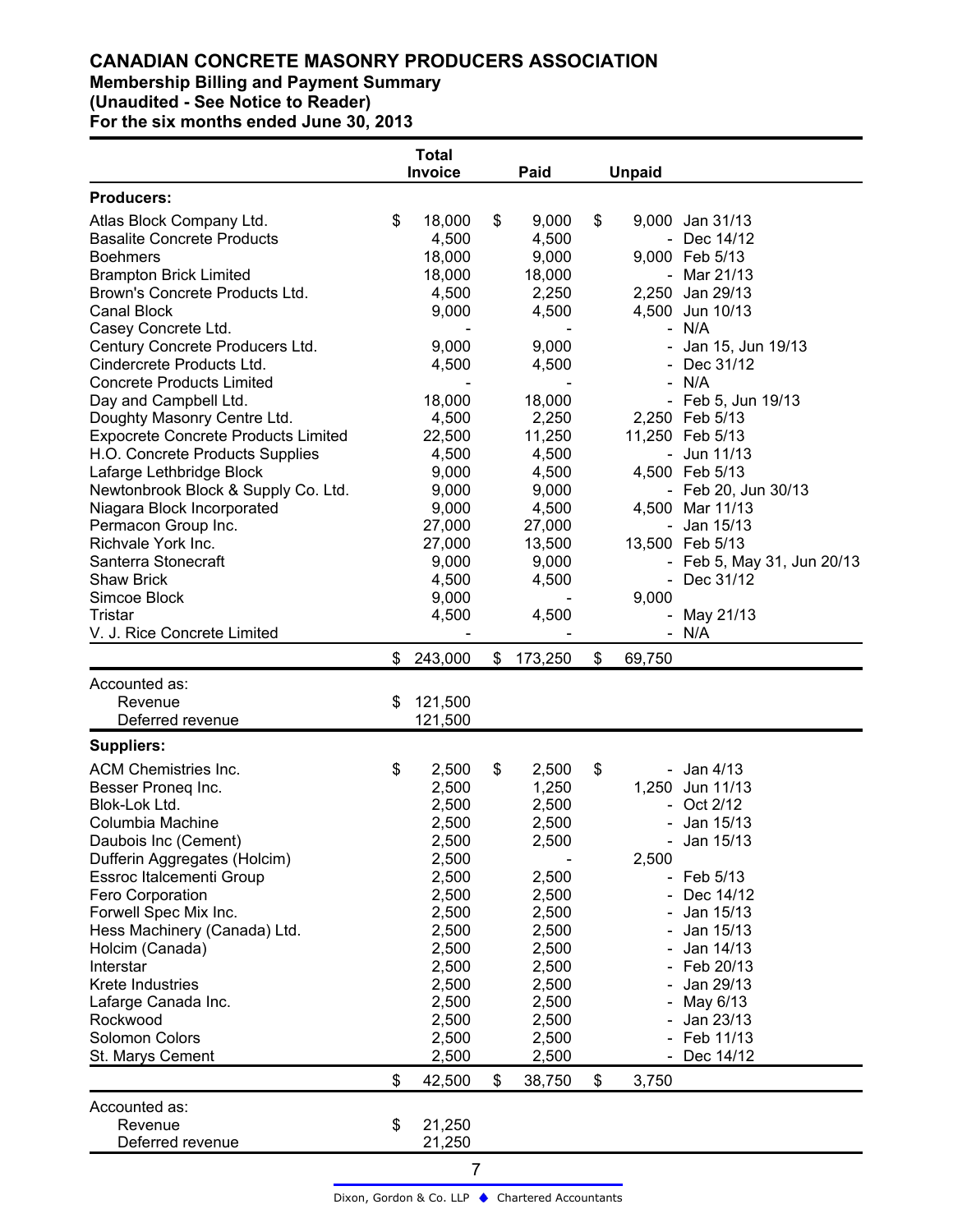**CANADIAN CONCRETE MASONRY PRODUCERS ASSOCIATION**
**Membership Billing and Payment Summary**
**(Unaudited - See Notice to Reader)**
**For the six months ended June 30, 2013**

| | Total Invoice | Paid | Unpaid | |
|---|---|---|---|---|
| **Producers:** | | | | |
| Atlas Block Company Ltd. | $ 18,000 | $ 9,000 | $ 9,000 | Jan 31/13 |
| Basalite Concrete Products | 4,500 | 4,500 | - | Dec 14/12 |
| Boehmers | 18,000 | 9,000 | 9,000 | Feb 5/13 |
| Brampton Brick Limited | 18,000 | 18,000 | - | Mar 21/13 |
| Brown's Concrete Products Ltd. | 4,500 | 2,250 | 2,250 | Jan 29/13 |
| Canal Block | 9,000 | 4,500 | 4,500 | Jun 10/13 |
| Casey Concrete Ltd. | - | - | - | N/A |
| Century Concrete Producers Ltd. | 9,000 | 9,000 | - | Jan 15, Jun 19/13 |
| Cindercrete Products Ltd. | 4,500 | 4,500 | - | Dec 31/12 |
| Concrete Products Limited | - | - | - | N/A |
| Day and Campbell Ltd. | 18,000 | 18,000 | - | Feb 5, Jun 19/13 |
| Doughty Masonry Centre Ltd. | 4,500 | 2,250 | 2,250 | Feb 5/13 |
| Expocrete Concrete Products Limited | 22,500 | 11,250 | 11,250 | Feb 5/13 |
| H.O. Concrete Products Supplies | 4,500 | 4,500 | - | Jun 11/13 |
| Lafarge Lethbridge Block | 9,000 | 4,500 | 4,500 | Feb 5/13 |
| Newtonbrook Block & Supply Co. Ltd. | 9,000 | 9,000 | - | Feb 20, Jun 30/13 |
| Niagara Block Incorporated | 9,000 | 4,500 | 4,500 | Mar 11/13 |
| Permacon Group Inc. | 27,000 | 27,000 | - | Jan 15/13 |
| Richvale York Inc. | 27,000 | 13,500 | 13,500 | Feb 5/13 |
| Santerra Stonecraft | 9,000 | 9,000 | - | Feb 5, May 31, Jun 20/13 |
| Shaw Brick | 4,500 | 4,500 | - | Dec 31/12 |
| Simcoe Block | 9,000 | - | 9,000 | |
| Tristar | 4,500 | 4,500 | - | May 21/13 |
| V. J. Rice Concrete Limited | - | - | - | N/A |
| | $ 243,000 | $ 173,250 | $ 69,750 | |
| Accounted as: | | | | |
| Revenue | $ 121,500 | | | |
| Deferred revenue | 121,500 | | | |
| **Suppliers:** | | | | |
| ACM Chemistries Inc. | $ 2,500 | $ 2,500 | $ - | Jan 4/13 |
| Besser Proneq Inc. | 2,500 | 1,250 | 1,250 | Jun 11/13 |
| Blok-Lok Ltd. | 2,500 | 2,500 | - | Oct 2/12 |
| Columbia Machine | 2,500 | 2,500 | - | Jan 15/13 |
| Daubois Inc (Cement) | 2,500 | 2,500 | - | Jan 15/13 |
| Dufferin Aggregates (Holcim) | 2,500 | - | 2,500 | |
| Essroc Italcementi Group | 2,500 | 2,500 | - | Feb 5/13 |
| Fero Corporation | 2,500 | 2,500 | - | Dec 14/12 |
| Forwell Spec Mix Inc. | 2,500 | 2,500 | - | Jan 15/13 |
| Hess Machinery (Canada) Ltd. | 2,500 | 2,500 | - | Jan 15/13 |
| Holcim (Canada) | 2,500 | 2,500 | - | Jan 14/13 |
| Interstar | 2,500 | 2,500 | - | Feb 20/13 |
| Krete Industries | 2,500 | 2,500 | - | Jan 29/13 |
| Lafarge Canada Inc. | 2,500 | 2,500 | - | May 6/13 |
| Rockwood | 2,500 | 2,500 | - | Jan 23/13 |
| Solomon Colors | 2,500 | 2,500 | - | Feb 11/13 |
| St. Marys Cement | 2,500 | 2,500 | - | Dec 14/12 |
| | $ 42,500 | $ 38,750 | $ 3,750 | |
| Accounted as: | | | | |
| Revenue | $ 21,250 | | | |
| Deferred revenue | 21,250 | | | |

Dixon, Gordon & Co. LLP ◆ Chartered Accountants